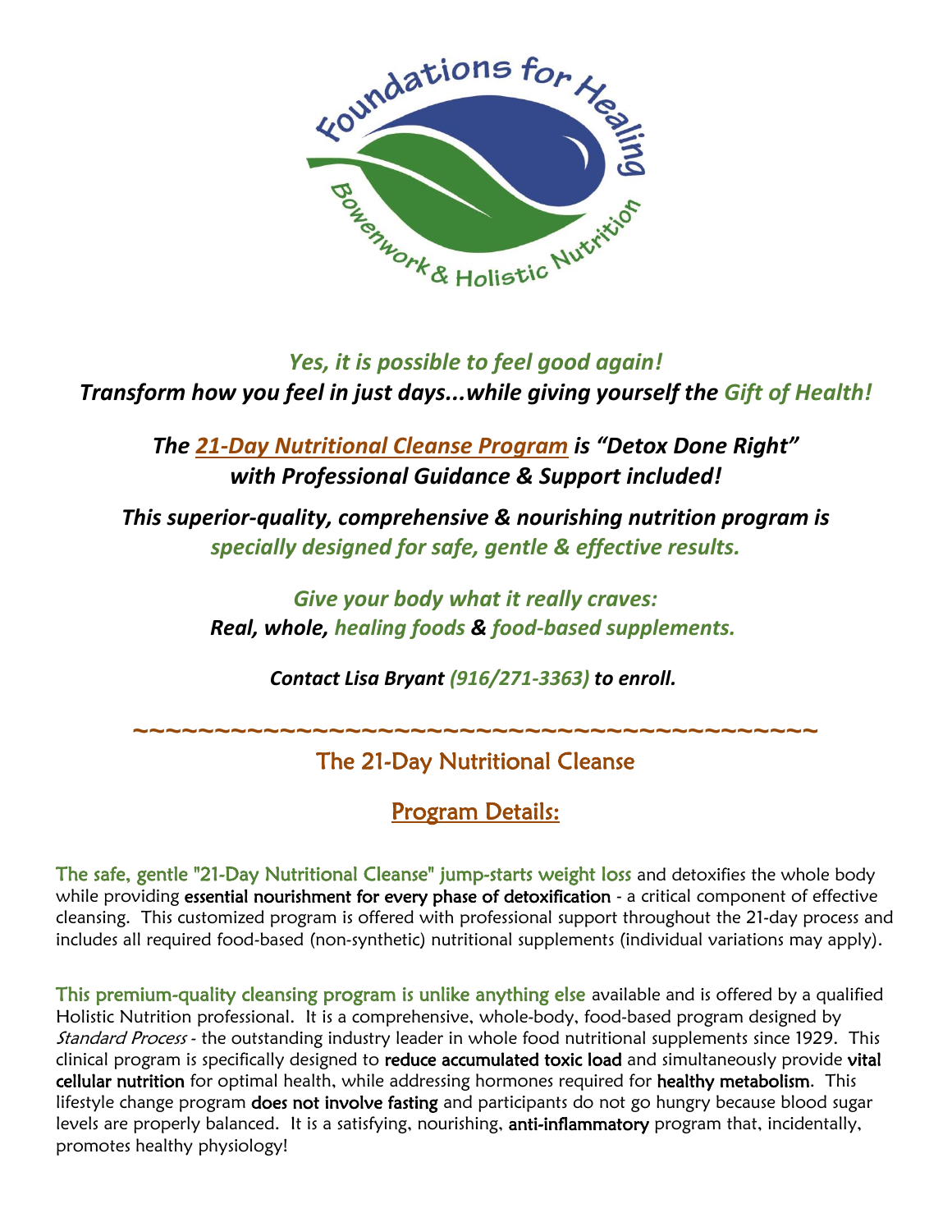Foundations for Healing

Bowenwork & Holistic Nutrition

***Yes, it is possible to feel good again!***
***Transform how you feel in just days...while giving yourself the Gift of Health!***

***The 21-Day Nutritional Cleanse Program is "Detox Done Right" with Professional Guidance & Support included!***

***This superior-quality, comprehensive & nourishing nutrition program is specially designed for safe, gentle & effective results.***

***Give your body what it really craves:***
***Real, whole, healing foods & food-based supplements.***

***Contact Lisa Bryant (916/271-3363) to enroll.***

~~~~~~~~~~~~~~~~~~~~~~~~~~~~~~~~~~~~~~~~~~~~

## The 21-Day Nutritional Cleanse

## Program Details:

The safe, gentle "21-Day Nutritional Cleanse" jump-starts weight loss and detoxifies the whole body while providing essential nourishment for every phase of detoxification - a critical component of effective cleansing. This customized program is offered with professional support throughout the 21-day process and includes all required food-based (non-synthetic) nutritional supplements (individual variations may apply).

This premium-quality cleansing program is unlike anything else available and is offered by a qualified Holistic Nutrition professional. It is a comprehensive, whole-body, food-based program designed by *Standard Process* - the outstanding industry leader in whole food nutritional supplements since 1929. This clinical program is specifically designed to reduce accumulated toxic load and simultaneously provide vital cellular nutrition for optimal health, while addressing hormones required for healthy metabolism. This lifestyle change program does not involve fasting and participants do not go hungry because blood sugar levels are properly balanced. It is a satisfying, nourishing, anti-inflammatory program that, incidentally, promotes healthy physiology!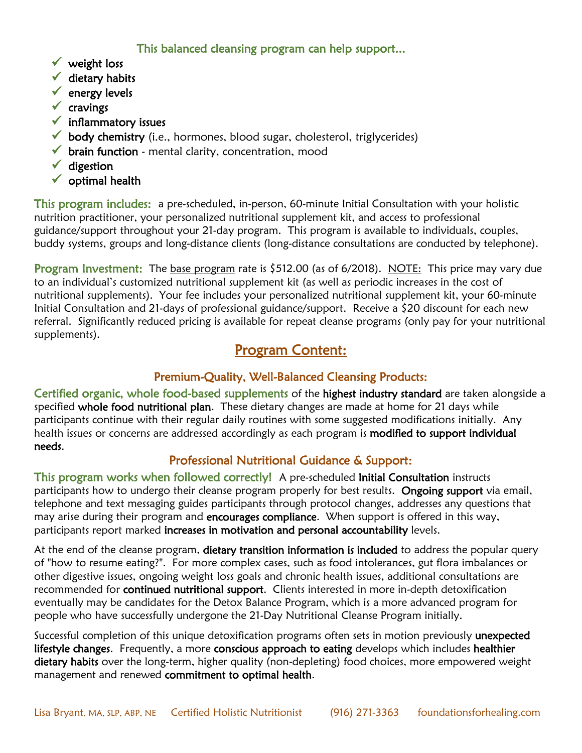### This balanced cleansing program can help support...

- ✓ **weight loss**
- ✓ **dietary habits**
- ✓ **energy levels**
- ✓ **cravings**
- ✓ **inflammatory issues**
- ✓ **body chemistry** (i.e., hormones, blood sugar, cholesterol, triglycerides)
- ✓ **brain function** - mental clarity, concentration, mood
- ✓ **digestion**
- ✓ **optimal health**

**This program includes:** a pre-scheduled, in-person, 60-minute Initial Consultation with your holistic nutrition practitioner, your personalized nutritional supplement kit, and access to professional guidance/support throughout your 21-day program. This program is available to individuals, couples, buddy systems, groups and long-distance clients (long-distance consultations are conducted by telephone).

**Program Investment:** The base program rate is $512.00 (as of 6/2018). NOTE: This price may vary due to an individual's customized nutritional supplement kit (as well as periodic increases in the cost of nutritional supplements). Your fee includes your personalized nutritional supplement kit, your 60-minute Initial Consultation and 21-days of professional guidance/support. Receive a $20 discount for each new referral. Significantly reduced pricing is available for repeat cleanse programs (only pay for your nutritional supplements).

## Program Content:

### Premium-Quality, Well-Balanced Cleansing Products:

**Certified organic, whole food-based supplements** of the **highest industry standard** are taken alongside a specified **whole food nutritional plan**. These dietary changes are made at home for 21 days while participants continue with their regular daily routines with some suggested modifications initially. Any health issues or concerns are addressed accordingly as each program is **modified to support individual needs**.

### Professional Nutritional Guidance & Support:

**This program works when followed correctly!** A pre-scheduled **Initial Consultation** instructs participants how to undergo their cleanse program properly for best results. **Ongoing support** via email, telephone and text messaging guides participants through protocol changes, addresses any questions that may arise during their program and **encourages compliance**. When support is offered in this way, participants report marked **increases in motivation and personal accountability** levels.

At the end of the cleanse program, **dietary transition information is included** to address the popular query of "how to resume eating?". For more complex cases, such as food intolerances, gut flora imbalances or other digestive issues, ongoing weight loss goals and chronic health issues, additional consultations are recommended for **continued nutritional support**. Clients interested in more in-depth detoxification eventually may be candidates for the Detox Balance Program, which is a more advanced program for people who have successfully undergone the 21-Day Nutritional Cleanse Program initially.

Successful completion of this unique detoxification programs often sets in motion previously **unexpected lifestyle changes**. Frequently, a more **conscious approach to eating** develops which includes **healthier dietary habits** over the long-term, higher quality (non-depleting) food choices, more empowered weight management and renewed **commitment to optimal health**.

Lisa Bryant, MA, SLP, ABP, NE Certified Holistic Nutritionist (916) 271-3363 foundationsforhealing.com